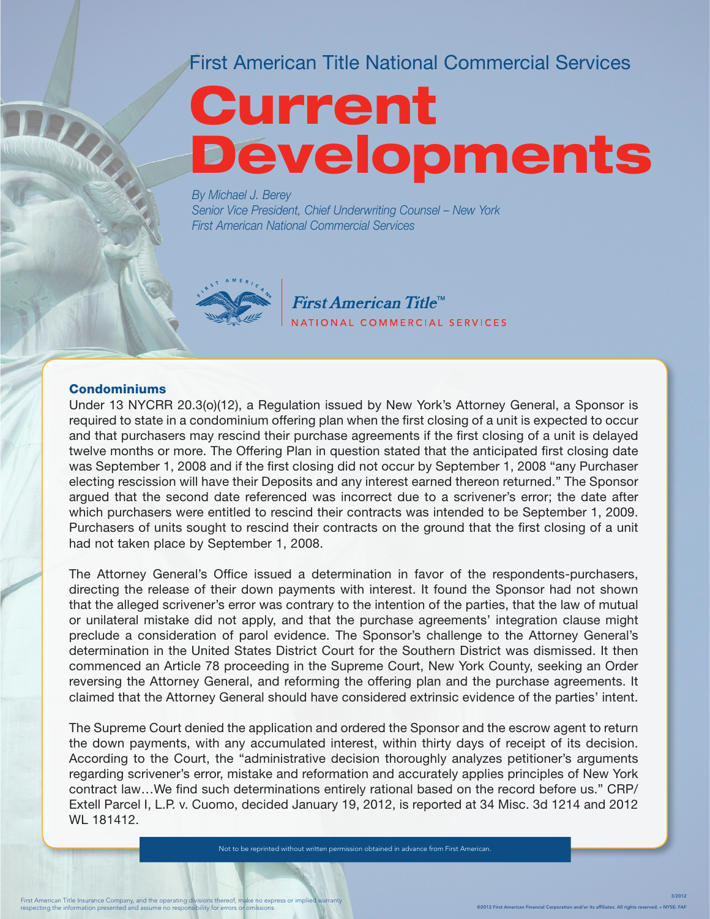First American Title National Commercial Services

# Current Developments

*By Michael J. Berey*
*Senior Vice President, Chief Underwriting Counsel – New York*
*First American National Commercial Services*

First American Title™
NATIONAL COMMERCIAL SERVICES

### Condominiums

Under 13 NYCRR 20.3(o)(12), a Regulation issued by New York's Attorney General, a Sponsor is required to state in a condominium offering plan when the first closing of a unit is expected to occur and that purchasers may rescind their purchase agreements if the first closing of a unit is delayed twelve months or more. The Offering Plan in question stated that the anticipated first closing date was September 1, 2008 and if the first closing did not occur by September 1, 2008 "any Purchaser electing rescission will have their Deposits and any interest earned thereon returned." The Sponsor argued that the second date referenced was incorrect due to a scrivener's error; the date after which purchasers were entitled to rescind their contracts was intended to be September 1, 2009. Purchasers of units sought to rescind their contracts on the ground that the first closing of a unit had not taken place by September 1, 2008.

The Attorney General's Office issued a determination in favor of the respondents-purchasers, directing the release of their down payments with interest. It found the Sponsor had not shown that the alleged scrivener's error was contrary to the intention of the parties, that the law of mutual or unilateral mistake did not apply, and that the purchase agreements' integration clause might preclude a consideration of parol evidence. The Sponsor's challenge to the Attorney General's determination in the United States District Court for the Southern District was dismissed. It then commenced an Article 78 proceeding in the Supreme Court, New York County, seeking an Order reversing the Attorney General, and reforming the offering plan and the purchase agreements. It claimed that the Attorney General should have considered extrinsic evidence of the parties' intent.

The Supreme Court denied the application and ordered the Sponsor and the escrow agent to return the down payments, with any accumulated interest, within thirty days of receipt of its decision. According to the Court, the "administrative decision thoroughly analyzes petitioner's arguments regarding scrivener's error, mistake and reformation and accurately applies principles of New York contract law…We find such determinations entirely rational based on the record before us." CRP/Extell Parcel I, L.P. v. Cuomo, decided January 19, 2012, is reported at 34 Misc. 3d 1214 and 2012 WL 181412.

Not to be reprinted without written permission obtained in advance from First American.

First American Title Insurance Company, and the operating divisions thereof, make no express or implied warranty respecting the information presented and assume no responsibility for errors or omissions.

3/2012

©2012 First American Financial Corporation and/or its affiliates. All rights reserved. • NYSE: FAF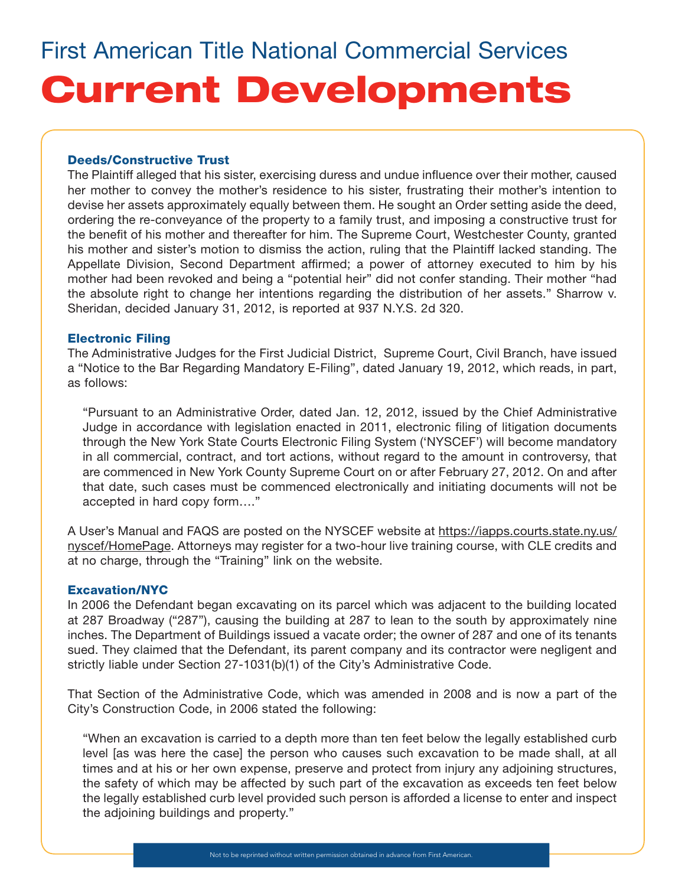# First American Title National Commercial Services

# Current Developments

### Deeds/Constructive Trust

The Plaintiff alleged that his sister, exercising duress and undue influence over their mother, caused her mother to convey the mother's residence to his sister, frustrating their mother's intention to devise her assets approximately equally between them. He sought an Order setting aside the deed, ordering the re-conveyance of the property to a family trust, and imposing a constructive trust for the benefit of his mother and thereafter for him. The Supreme Court, Westchester County, granted his mother and sister's motion to dismiss the action, ruling that the Plaintiff lacked standing. The Appellate Division, Second Department affirmed; a power of attorney executed to him by his mother had been revoked and being a "potential heir" did not confer standing. Their mother "had the absolute right to change her intentions regarding the distribution of her assets." Sharrow v. Sheridan, decided January 31, 2012, is reported at 937 N.Y.S. 2d 320.

### Electronic Filing

The Administrative Judges for the First Judicial District, Supreme Court, Civil Branch, have issued a "Notice to the Bar Regarding Mandatory E-Filing", dated January 19, 2012, which reads, in part, as follows:

> "Pursuant to an Administrative Order, dated Jan. 12, 2012, issued by the Chief Administrative Judge in accordance with legislation enacted in 2011, electronic filing of litigation documents through the New York State Courts Electronic Filing System ('NYSCEF') will become mandatory in all commercial, contract, and tort actions, without regard to the amount in controversy, that are commenced in New York County Supreme Court on or after February 27, 2012. On and after that date, such cases must be commenced electronically and initiating documents will not be accepted in hard copy form…."

A User's Manual and FAQS are posted on the NYSCEF website at https://iapps.courts.state.ny.us/nyscef/HomePage. Attorneys may register for a two-hour live training course, with CLE credits and at no charge, through the "Training" link on the website.

### Excavation/NYC

In 2006 the Defendant began excavating on its parcel which was adjacent to the building located at 287 Broadway ("287"), causing the building at 287 to lean to the south by approximately nine inches. The Department of Buildings issued a vacate order; the owner of 287 and one of its tenants sued. They claimed that the Defendant, its parent company and its contractor were negligent and strictly liable under Section 27-1031(b)(1) of the City's Administrative Code.

That Section of the Administrative Code, which was amended in 2008 and is now a part of the City's Construction Code, in 2006 stated the following:

> "When an excavation is carried to a depth more than ten feet below the legally established curb level [as was here the case] the person who causes such excavation to be made shall, at all times and at his or her own expense, preserve and protect from injury any adjoining structures, the safety of which may be affected by such part of the excavation as exceeds ten feet below the legally established curb level provided such person is afforded a license to enter and inspect the adjoining buildings and property."

Not to be reprinted without written permission obtained in advance from First American.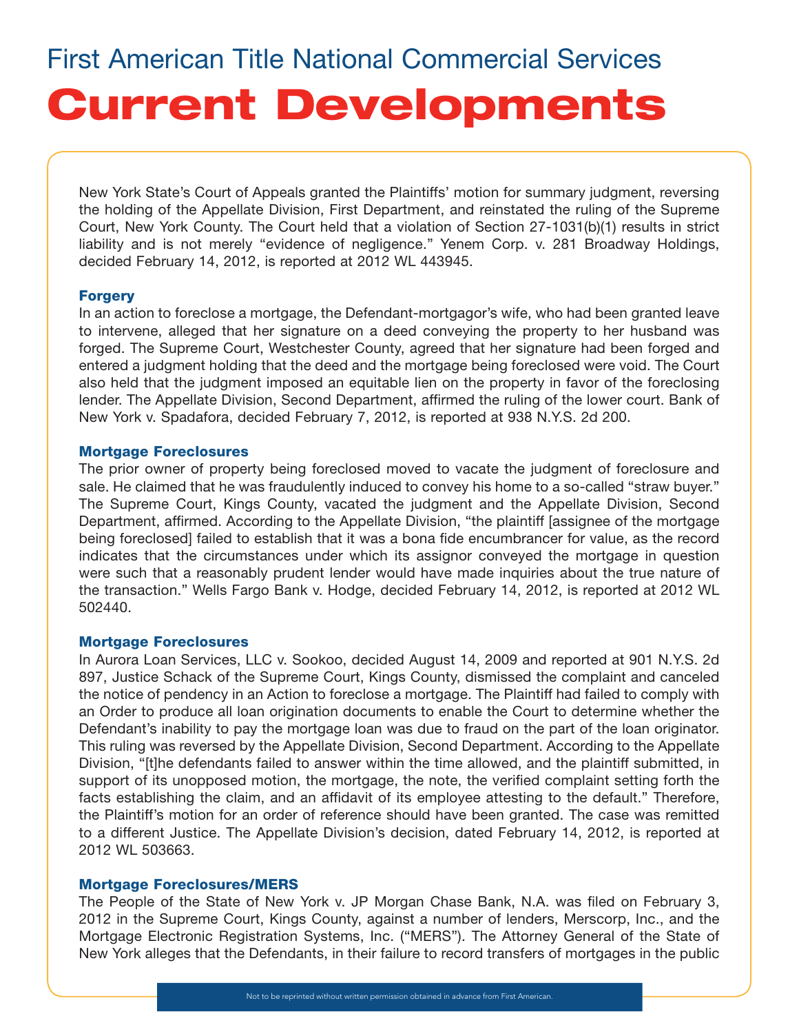New York State's Court of Appeals granted the Plaintiffs' motion for summary judgment, reversing the holding of the Appellate Division, First Department, and reinstated the ruling of the Supreme Court, New York County. The Court held that a violation of Section 27-1031(b)(1) results in strict liability and is not merely "evidence of negligence." Yenem Corp. v. 281 Broadway Holdings, decided February 14, 2012, is reported at 2012 WL 443945.

### Forgery

In an action to foreclose a mortgage, the Defendant-mortgagor's wife, who had been granted leave to intervene, alleged that her signature on a deed conveying the property to her husband was forged. The Supreme Court, Westchester County, agreed that her signature had been forged and entered a judgment holding that the deed and the mortgage being foreclosed were void. The Court also held that the judgment imposed an equitable lien on the property in favor of the foreclosing lender. The Appellate Division, Second Department, affirmed the ruling of the lower court. Bank of New York v. Spadafora, decided February 7, 2012, is reported at 938 N.Y.S. 2d 200.

### Mortgage Foreclosures

The prior owner of property being foreclosed moved to vacate the judgment of foreclosure and sale. He claimed that he was fraudulently induced to convey his home to a so-called "straw buyer." The Supreme Court, Kings County, vacated the judgment and the Appellate Division, Second Department, affirmed. According to the Appellate Division, "the plaintiff [assignee of the mortgage being foreclosed] failed to establish that it was a bona fide encumbrancer for value, as the record indicates that the circumstances under which its assignor conveyed the mortgage in question were such that a reasonably prudent lender would have made inquiries about the true nature of the transaction." Wells Fargo Bank v. Hodge, decided February 14, 2012, is reported at 2012 WL 502440.

### Mortgage Foreclosures

In Aurora Loan Services, LLC v. Sookoo, decided August 14, 2009 and reported at 901 N.Y.S. 2d 897, Justice Schack of the Supreme Court, Kings County, dismissed the complaint and canceled the notice of pendency in an Action to foreclose a mortgage. The Plaintiff had failed to comply with an Order to produce all loan origination documents to enable the Court to determine whether the Defendant's inability to pay the mortgage loan was due to fraud on the part of the loan originator. This ruling was reversed by the Appellate Division, Second Department. According to the Appellate Division, "[t]he defendants failed to answer within the time allowed, and the plaintiff submitted, in support of its unopposed motion, the mortgage, the note, the verified complaint setting forth the facts establishing the claim, and an affidavit of its employee attesting to the default." Therefore, the Plaintiff's motion for an order of reference should have been granted. The case was remitted to a different Justice. The Appellate Division's decision, dated February 14, 2012, is reported at 2012 WL 503663.

### Mortgage Foreclosures/MERS

The People of the State of New York v. JP Morgan Chase Bank, N.A. was filed on February 3, 2012 in the Supreme Court, Kings County, against a number of lenders, Merscorp, Inc., and the Mortgage Electronic Registration Systems, Inc. ("MERS"). The Attorney General of the State of New York alleges that the Defendants, in their failure to record transfers of mortgages in the public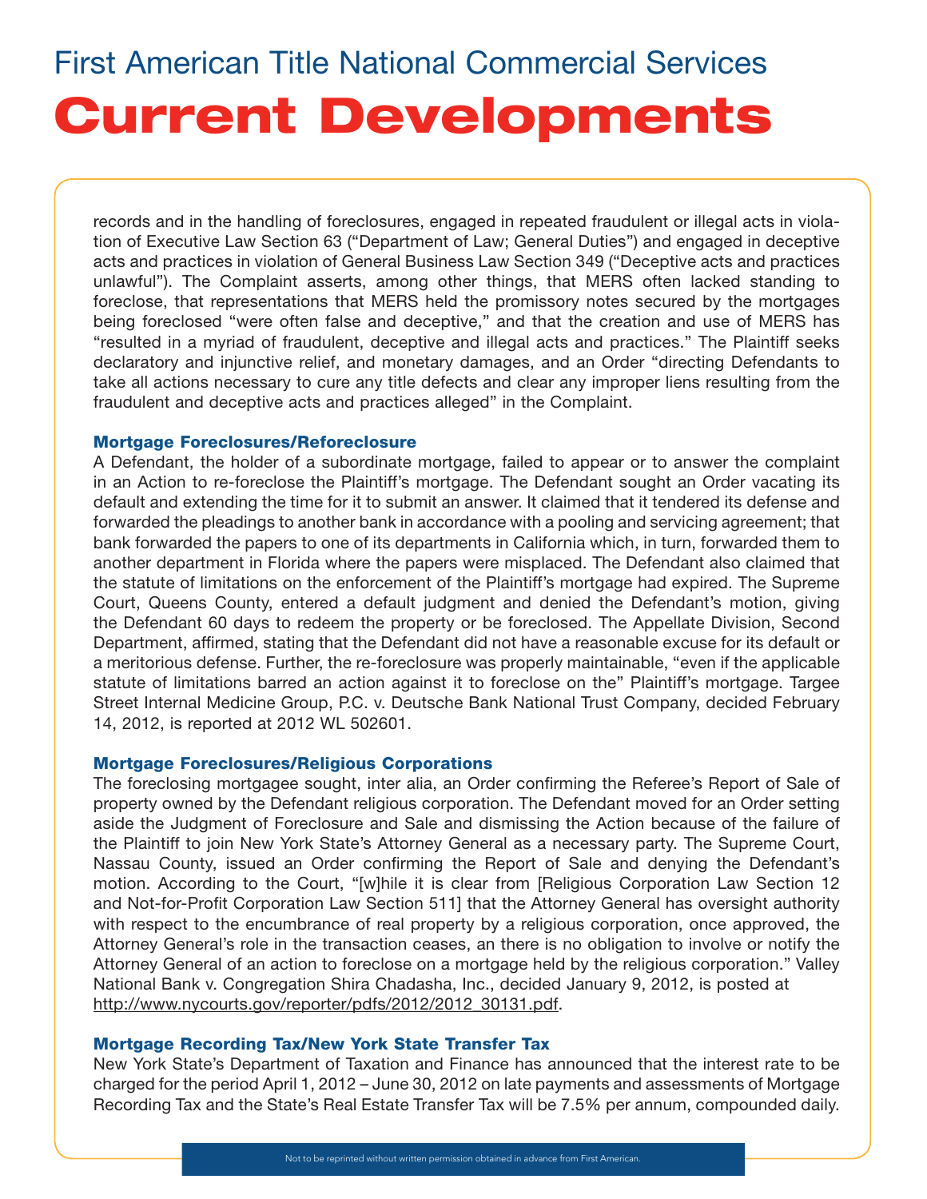records and in the handling of foreclosures, engaged in repeated fraudulent or illegal acts in violation of Executive Law Section 63 ("Department of Law; General Duties") and engaged in deceptive acts and practices in violation of General Business Law Section 349 ("Deceptive acts and practices unlawful"). The Complaint asserts, among other things, that MERS often lacked standing to foreclose, that representations that MERS held the promissory notes secured by the mortgages being foreclosed "were often false and deceptive," and that the creation and use of MERS has "resulted in a myriad of fraudulent, deceptive and illegal acts and practices." The Plaintiff seeks declaratory and injunctive relief, and monetary damages, and an Order "directing Defendants to take all actions necessary to cure any title defects and clear any improper liens resulting from the fraudulent and deceptive acts and practices alleged" in the Complaint.

### Mortgage Foreclosures/Reforeclosure

A Defendant, the holder of a subordinate mortgage, failed to appear or to answer the complaint in an Action to re-foreclose the Plaintiff's mortgage. The Defendant sought an Order vacating its default and extending the time for it to submit an answer. It claimed that it tendered its defense and forwarded the pleadings to another bank in accordance with a pooling and servicing agreement; that bank forwarded the papers to one of its departments in California which, in turn, forwarded them to another department in Florida where the papers were misplaced. The Defendant also claimed that the statute of limitations on the enforcement of the Plaintiff's mortgage had expired. The Supreme Court, Queens County, entered a default judgment and denied the Defendant's motion, giving the Defendant 60 days to redeem the property or be foreclosed. The Appellate Division, Second Department, affirmed, stating that the Defendant did not have a reasonable excuse for its default or a meritorious defense. Further, the re-foreclosure was properly maintainable, "even if the applicable statute of limitations barred an action against it to foreclose on the" Plaintiff's mortgage. Targee Street Internal Medicine Group, P.C. v. Deutsche Bank National Trust Company, decided February 14, 2012, is reported at 2012 WL 502601.

### Mortgage Foreclosures/Religious Corporations

The foreclosing mortgagee sought, inter alia, an Order confirming the Referee's Report of Sale of property owned by the Defendant religious corporation. The Defendant moved for an Order setting aside the Judgment of Foreclosure and Sale and dismissing the Action because of the failure of the Plaintiff to join New York State's Attorney General as a necessary party. The Supreme Court, Nassau County, issued an Order confirming the Report of Sale and denying the Defendant's motion. According to the Court, "[w]hile it is clear from [Religious Corporation Law Section 12 and Not-for-Profit Corporation Law Section 511] that the Attorney General has oversight authority with respect to the encumbrance of real property by a religious corporation, once approved, the Attorney General's role in the transaction ceases, an there is no obligation to involve or notify the Attorney General of an action to foreclose on a mortgage held by the religious corporation." Valley National Bank v. Congregation Shira Chadasha, Inc., decided January 9, 2012, is posted at http://www.nycourts.gov/reporter/pdfs/2012/2012_30131.pdf.

### Mortgage Recording Tax/New York State Transfer Tax

New York State's Department of Taxation and Finance has announced that the interest rate to be charged for the period April 1, 2012 – June 30, 2012 on late payments and assessments of Mortgage Recording Tax and the State's Real Estate Transfer Tax will be 7.5% per annum, compounded daily.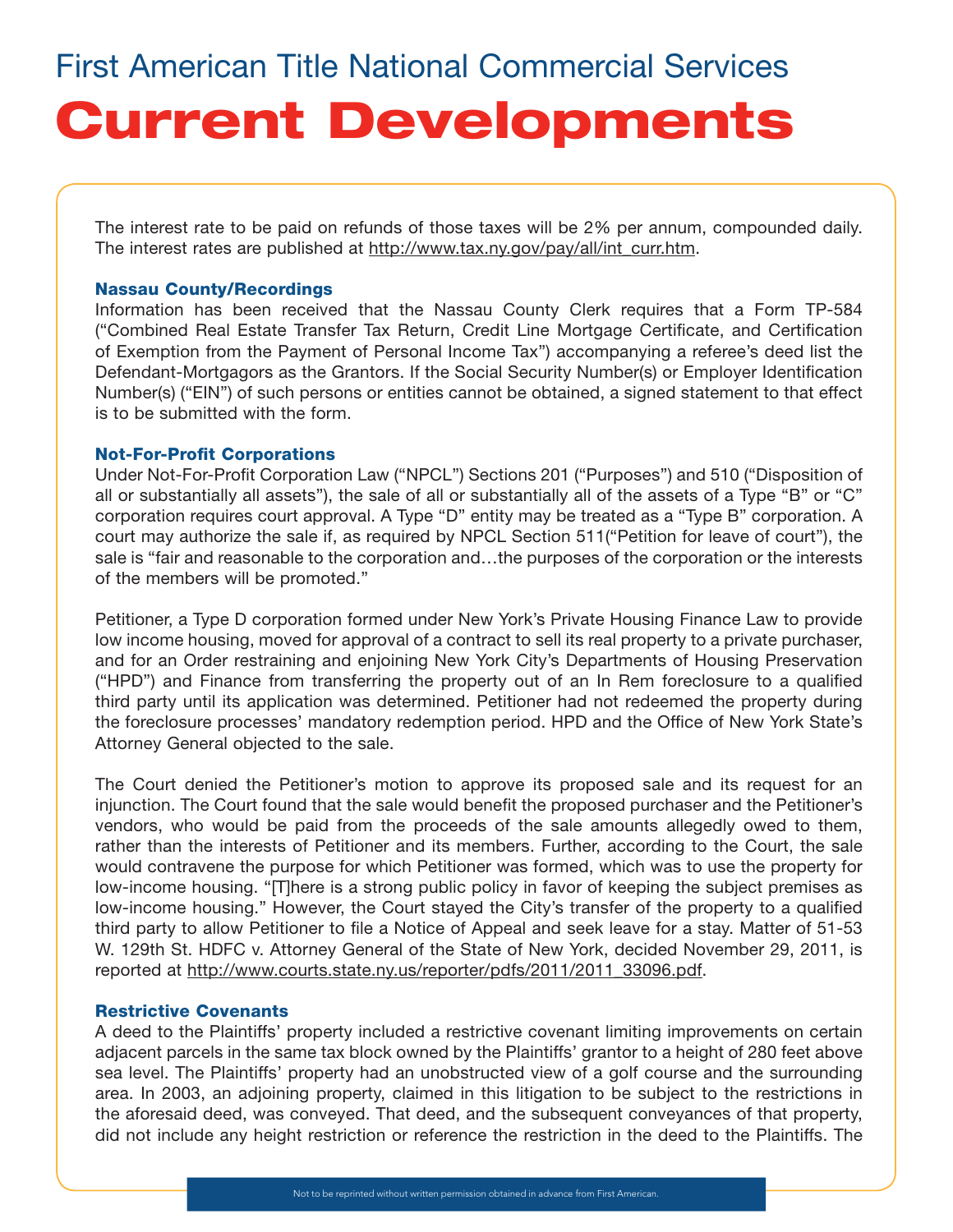The interest rate to be paid on refunds of those taxes will be 2% per annum, compounded daily. The interest rates are published at http://www.tax.ny.gov/pay/all/int_curr.htm.

### Nassau County/Recordings

Information has been received that the Nassau County Clerk requires that a Form TP-584 ("Combined Real Estate Transfer Tax Return, Credit Line Mortgage Certificate, and Certification of Exemption from the Payment of Personal Income Tax") accompanying a referee's deed list the Defendant-Mortgagors as the Grantors. If the Social Security Number(s) or Employer Identification Number(s) ("EIN") of such persons or entities cannot be obtained, a signed statement to that effect is to be submitted with the form.

### Not-For-Profit Corporations

Under Not-For-Profit Corporation Law ("NPCL") Sections 201 ("Purposes") and 510 ("Disposition of all or substantially all assets"), the sale of all or substantially all of the assets of a Type "B" or "C" corporation requires court approval. A Type "D" entity may be treated as a "Type B" corporation. A court may authorize the sale if, as required by NPCL Section 511("Petition for leave of court"), the sale is "fair and reasonable to the corporation and…the purposes of the corporation or the interests of the members will be promoted."

Petitioner, a Type D corporation formed under New York's Private Housing Finance Law to provide low income housing, moved for approval of a contract to sell its real property to a private purchaser, and for an Order restraining and enjoining New York City's Departments of Housing Preservation ("HPD") and Finance from transferring the property out of an In Rem foreclosure to a qualified third party until its application was determined. Petitioner had not redeemed the property during the foreclosure processes' mandatory redemption period. HPD and the Office of New York State's Attorney General objected to the sale.

The Court denied the Petitioner's motion to approve its proposed sale and its request for an injunction. The Court found that the sale would benefit the proposed purchaser and the Petitioner's vendors, who would be paid from the proceeds of the sale amounts allegedly owed to them, rather than the interests of Petitioner and its members. Further, according to the Court, the sale would contravene the purpose for which Petitioner was formed, which was to use the property for low-income housing. "[T]here is a strong public policy in favor of keeping the subject premises as low-income housing." However, the Court stayed the City's transfer of the property to a qualified third party to allow Petitioner to file a Notice of Appeal and seek leave for a stay. Matter of 51-53 W. 129th St. HDFC v. Attorney General of the State of New York, decided November 29, 2011, is reported at http://www.courts.state.ny.us/reporter/pdfs/2011/2011_33096.pdf.

### Restrictive Covenants

A deed to the Plaintiffs' property included a restrictive covenant limiting improvements on certain adjacent parcels in the same tax block owned by the Plaintiffs' grantor to a height of 280 feet above sea level. The Plaintiffs' property had an unobstructed view of a golf course and the surrounding area. In 2003, an adjoining property, claimed in this litigation to be subject to the restrictions in the aforesaid deed, was conveyed. That deed, and the subsequent conveyances of that property, did not include any height restriction or reference the restriction in the deed to the Plaintiffs. The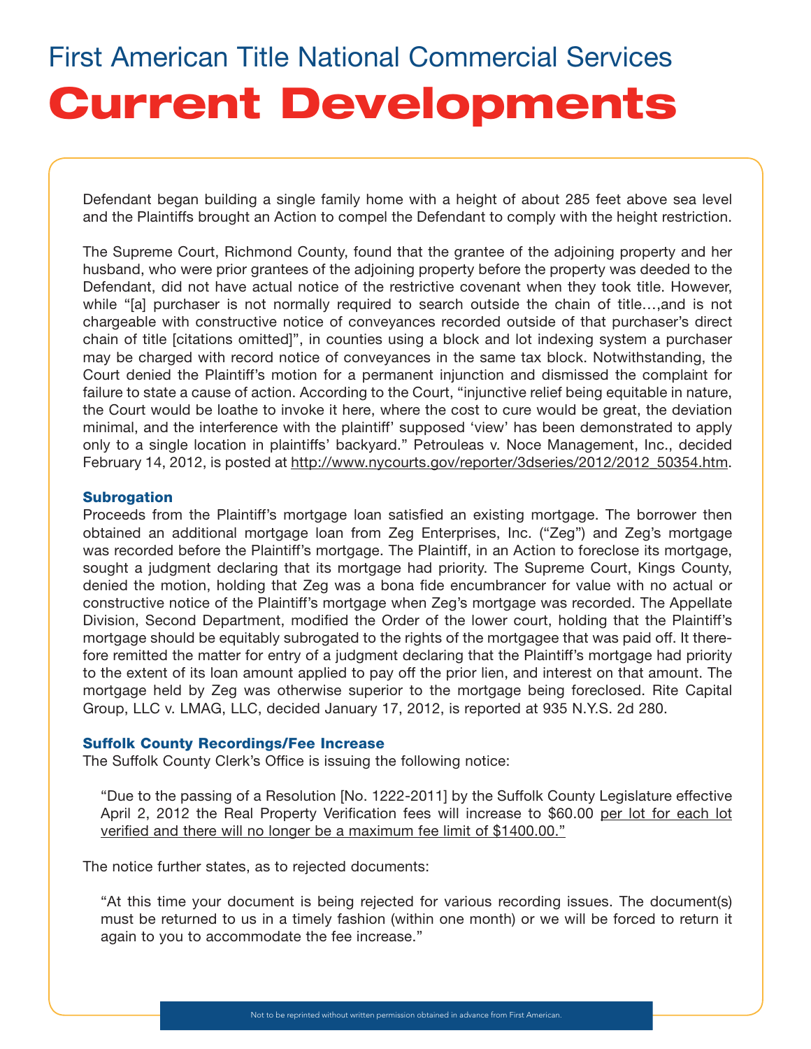Defendant began building a single family home with a height of about 285 feet above sea level and the Plaintiffs brought an Action to compel the Defendant to comply with the height restriction.

The Supreme Court, Richmond County, found that the grantee of the adjoining property and her husband, who were prior grantees of the adjoining property before the property was deeded to the Defendant, did not have actual notice of the restrictive covenant when they took title. However, while "[a] purchaser is not normally required to search outside the chain of title…,and is not chargeable with constructive notice of conveyances recorded outside of that purchaser's direct chain of title [citations omitted]", in counties using a block and lot indexing system a purchaser may be charged with record notice of conveyances in the same tax block. Notwithstanding, the Court denied the Plaintiff's motion for a permanent injunction and dismissed the complaint for failure to state a cause of action. According to the Court, "injunctive relief being equitable in nature, the Court would be loathe to invoke it here, where the cost to cure would be great, the deviation minimal, and the interference with the plaintiff' supposed 'view' has been demonstrated to apply only to a single location in plaintiffs' backyard." Petrouleas v. Noce Management, Inc., decided February 14, 2012, is posted at http://www.nycourts.gov/reporter/3dseries/2012/2012_50354.htm.

### Subrogation

Proceeds from the Plaintiff's mortgage loan satisfied an existing mortgage. The borrower then obtained an additional mortgage loan from Zeg Enterprises, Inc. ("Zeg") and Zeg's mortgage was recorded before the Plaintiff's mortgage. The Plaintiff, in an Action to foreclose its mortgage, sought a judgment declaring that its mortgage had priority. The Supreme Court, Kings County, denied the motion, holding that Zeg was a bona fide encumbrancer for value with no actual or constructive notice of the Plaintiff's mortgage when Zeg's mortgage was recorded. The Appellate Division, Second Department, modified the Order of the lower court, holding that the Plaintiff's mortgage should be equitably subrogated to the rights of the mortgagee that was paid off. It therefore remitted the matter for entry of a judgment declaring that the Plaintiff's mortgage had priority to the extent of its loan amount applied to pay off the prior lien, and interest on that amount. The mortgage held by Zeg was otherwise superior to the mortgage being foreclosed. Rite Capital Group, LLC v. LMAG, LLC, decided January 17, 2012, is reported at 935 N.Y.S. 2d 280.

### Suffolk County Recordings/Fee Increase

The Suffolk County Clerk's Office is issuing the following notice:

> "Due to the passing of a Resolution [No. 1222-2011] by the Suffolk County Legislature effective April 2, 2012 the Real Property Verification fees will increase to $60.00 per lot for each lot verified and there will no longer be a maximum fee limit of $1400.00."

The notice further states, as to rejected documents:

> "At this time your document is being rejected for various recording issues. The document(s) must be returned to us in a timely fashion (within one month) or we will be forced to return it again to you to accommodate the fee increase."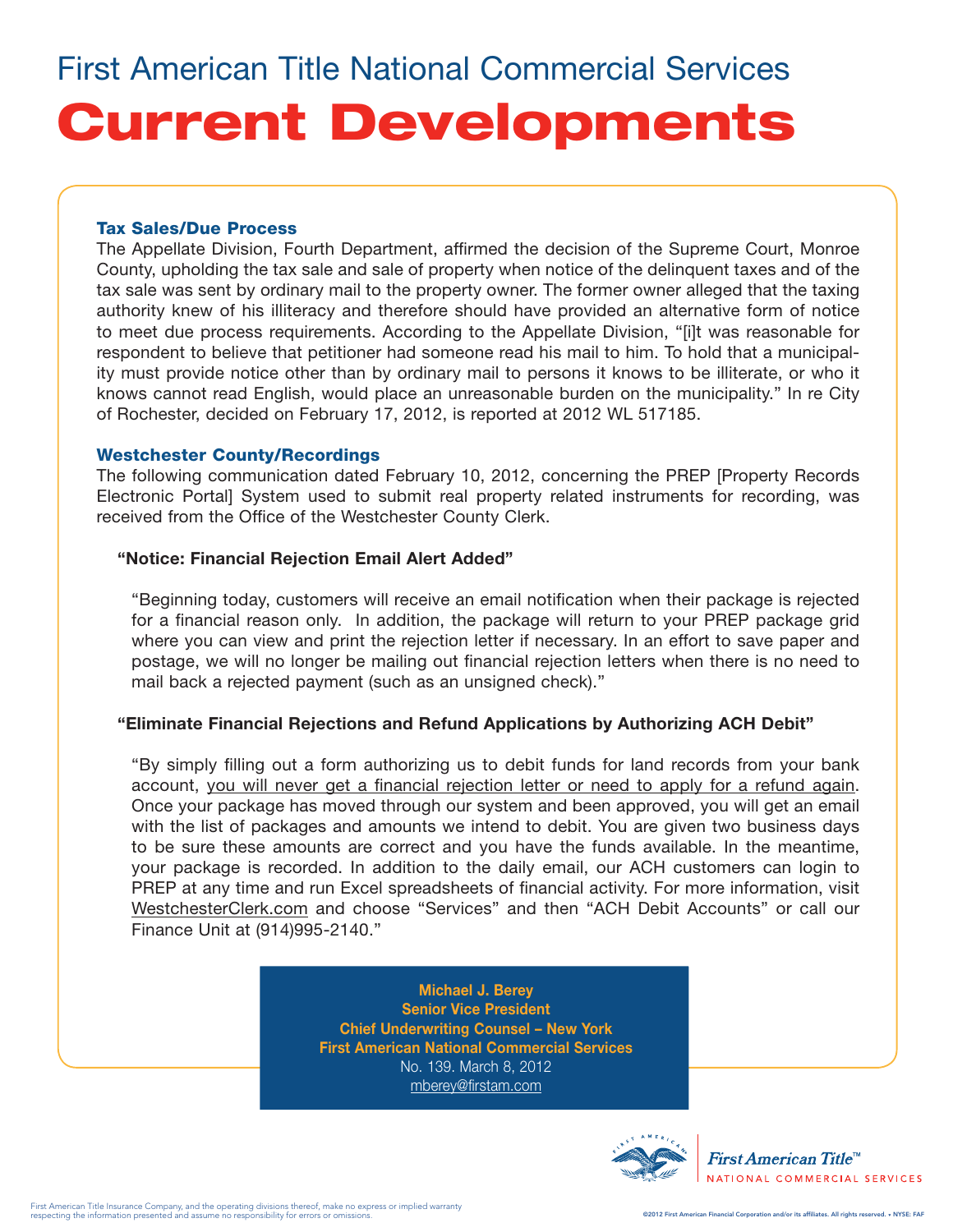# First American Title National Commercial Services

# Current Developments

### Tax Sales/Due Process

The Appellate Division, Fourth Department, affirmed the decision of the Supreme Court, Monroe County, upholding the tax sale and sale of property when notice of the delinquent taxes and of the tax sale was sent by ordinary mail to the property owner. The former owner alleged that the taxing authority knew of his illiteracy and therefore should have provided an alternative form of notice to meet due process requirements. According to the Appellate Division, "[i]t was reasonable for respondent to believe that petitioner had someone read his mail to him. To hold that a municipality must provide notice other than by ordinary mail to persons it knows to be illiterate, or who it knows cannot read English, would place an unreasonable burden on the municipality." In re City of Rochester, decided on February 17, 2012, is reported at 2012 WL 517185.

### Westchester County/Recordings

The following communication dated February 10, 2012, concerning the PREP [Property Records Electronic Portal] System used to submit real property related instruments for recording, was received from the Office of the Westchester County Clerk.

**"Notice: Financial Rejection Email Alert Added"**

"Beginning today, customers will receive an email notification when their package is rejected for a financial reason only. In addition, the package will return to your PREP package grid where you can view and print the rejection letter if necessary. In an effort to save paper and postage, we will no longer be mailing out financial rejection letters when there is no need to mail back a rejected payment (such as an unsigned check)."

**"Eliminate Financial Rejections and Refund Applications by Authorizing ACH Debit"**

"By simply filling out a form authorizing us to debit funds for land records from your bank account, you will never get a financial rejection letter or need to apply for a refund again. Once your package has moved through our system and been approved, you will get an email with the list of packages and amounts we intend to debit. You are given two business days to be sure these amounts are correct and you have the funds available. In the meantime, your package is recorded. In addition to the daily email, our ACH customers can login to PREP at any time and run Excel spreadsheets of financial activity. For more information, visit WestchesterClerk.com and choose "Services" and then "ACH Debit Accounts" or call our Finance Unit at (914)995-2140."

**Michael J. Berey**
**Senior Vice President**
**Chief Underwriting Counsel – New York**
**First American National Commercial Services**
No. 139. March 8, 2012
mberey@firstam.com

First American Title™ NATIONAL COMMERCIAL SERVICES

First American Title Insurance Company, and the operating divisions thereof, make no express or implied warranty respecting the information presented and assume no responsibility for errors or omissions.

©2012 First American Financial Corporation and/or its affiliates. All rights reserved. • NYSE: FAF